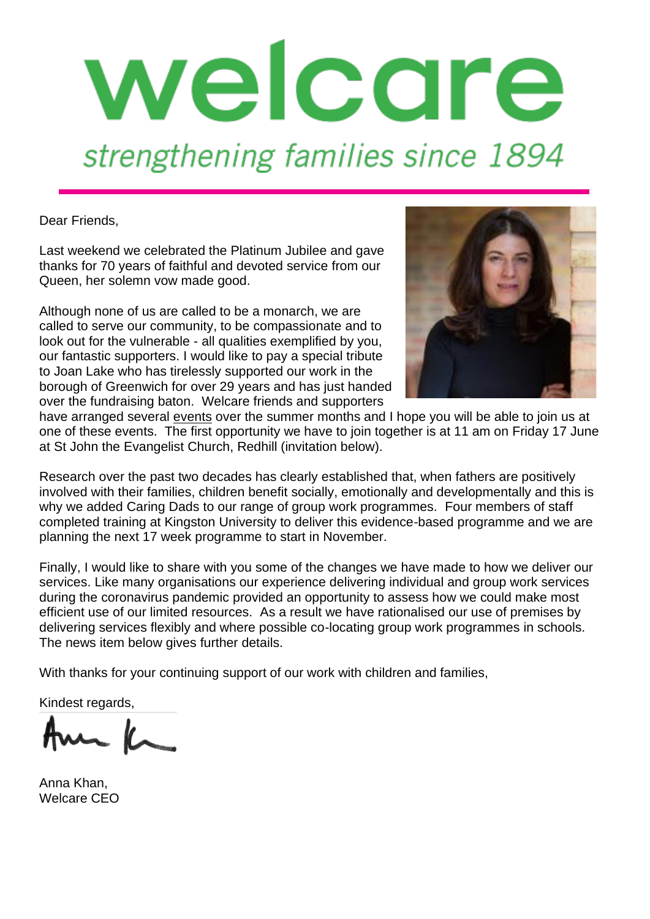# welcare

*strengthening families since 1894*

Dear Friends,

Last weekend we celebrated the Platinum Jubilee and gave thanks for 70 years of faithful and devoted service from our Queen, her solemn vow made good.

Although none of us are called to be a monarch, we are called to serve our community, to be compassionate and to look out for the vulnerable - all qualities exemplified by you, our fantastic supporters. I would like to pay a special tribute to Joan Lake who has tirelessly supported our work in the borough of Greenwich for over 29 years and has just handed over the fundraising baton. Welcare friends and supporters have arranged several events over the summer months and I hope you will be able to join us at one of these events. The first opportunity we have to join together is at 11 am on Friday 17 June at St John the Evangelist Church, Redhill (invitation below).

Research over the past two decades has clearly established that, when fathers are positively involved with their families, children benefit socially, emotionally and developmentally and this is why we added Caring Dads to our range of group work programmes. Four members of staff completed training at Kingston University to deliver this evidence-based programme and we are planning the next 17 week programme to start in November.

Finally, I would like to share with you some of the changes we have made to how we deliver our services. Like many organisations our experience delivering individual and group work services during the coronavirus pandemic provided an opportunity to assess how we could make most efficient use of our limited resources. As a result we have rationalised our use of premises by delivering services flexibly and where possible co-locating group work programmes in schools. The news item below gives further details.

With thanks for your continuing support of our work with children and families,

Kindest regards,

Anna Khan,
Welcare CEO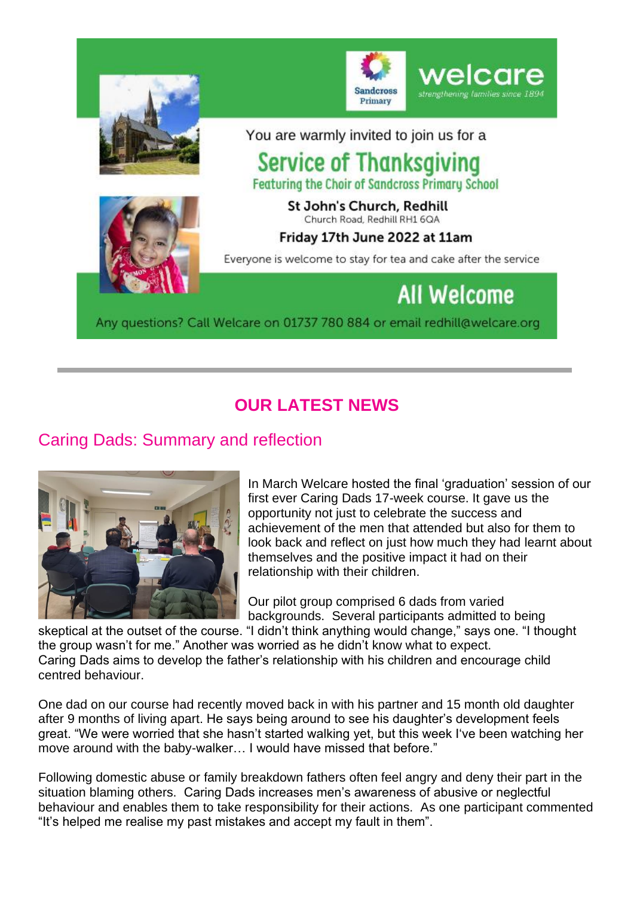Sandcross Primary

welcare
strengthening families since 1894

You are warmly invited to join us for a

## Service of Thanksgiving

Featuring the Choir of Sandcross Primary School

**St John's Church, Redhill**
Church Road, Redhill RH1 6QA

**Friday 17th June 2022 at 11am**

Everyone is welcome to stay for tea and cake after the service

**All Welcome**

Any questions? Call Welcare on 01737 780 884 or email redhill@welcare.org

---

# OUR LATEST NEWS

## Caring Dads: Summary and reflection

In March Welcare hosted the final 'graduation' session of our first ever Caring Dads 17-week course. It gave us the opportunity not just to celebrate the success and achievement of the men that attended but also for them to look back and reflect on just how much they had learnt about themselves and the positive impact it had on their relationship with their children.

Our pilot group comprised 6 dads from varied backgrounds. Several participants admitted to being skeptical at the outset of the course. "I didn't think anything would change," says one. "I thought the group wasn't for me." Another was worried as he didn't know what to expect. Caring Dads aims to develop the father's relationship with his children and encourage child centred behaviour.

One dad on our course had recently moved back in with his partner and 15 month old daughter after 9 months of living apart. He says being around to see his daughter's development feels great. "We were worried that she hasn't started walking yet, but this week I've been watching her move around with the baby-walker… I would have missed that before."

Following domestic abuse or family breakdown fathers often feel angry and deny their part in the situation blaming others. Caring Dads increases men's awareness of abusive or neglectful behaviour and enables them to take responsibility for their actions. As one participant commented "It's helped me realise my past mistakes and accept my fault in them".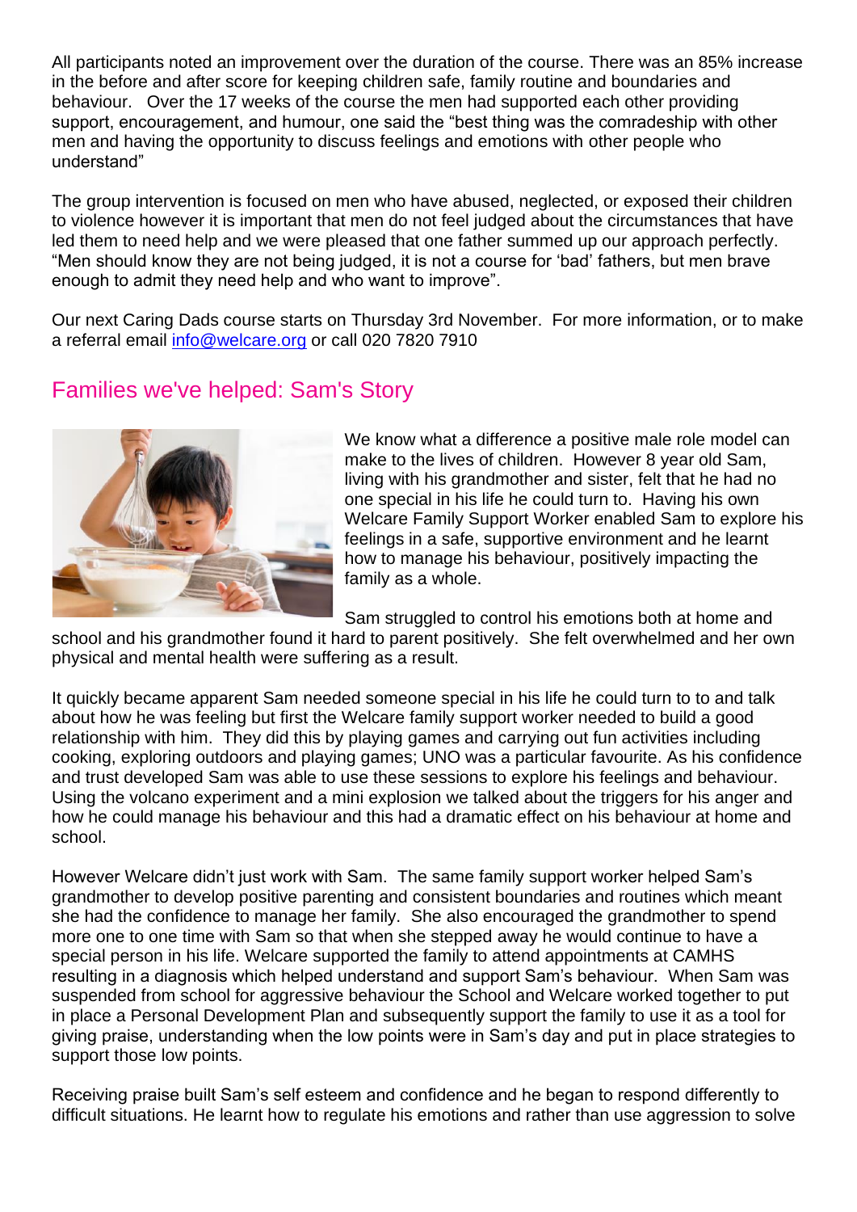All participants noted an improvement over the duration of the course. There was an 85% increase in the before and after score for keeping children safe, family routine and boundaries and behaviour. Over the 17 weeks of the course the men had supported each other providing support, encouragement, and humour, one said the "best thing was the comradeship with other men and having the opportunity to discuss feelings and emotions with other people who understand"

The group intervention is focused on men who have abused, neglected, or exposed their children to violence however it is important that men do not feel judged about the circumstances that have led them to need help and we were pleased that one father summed up our approach perfectly. "Men should know they are not being judged, it is not a course for 'bad' fathers, but men brave enough to admit they need help and who want to improve".

Our next Caring Dads course starts on Thursday 3rd November. For more information, or to make a referral email [info@welcare.org](mailto:info@welcare.org) or call 020 7820 7910

## Families we've helped: Sam's Story

We know what a difference a positive male role model can make to the lives of children. However 8 year old Sam, living with his grandmother and sister, felt that he had no one special in his life he could turn to. Having his own Welcare Family Support Worker enabled Sam to explore his feelings in a safe, supportive environment and he learnt how to manage his behaviour, positively impacting the family as a whole.

Sam struggled to control his emotions both at home and school and his grandmother found it hard to parent positively. She felt overwhelmed and her own physical and mental health were suffering as a result.

It quickly became apparent Sam needed someone special in his life he could turn to to and talk about how he was feeling but first the Welcare family support worker needed to build a good relationship with him. They did this by playing games and carrying out fun activities including cooking, exploring outdoors and playing games; UNO was a particular favourite. As his confidence and trust developed Sam was able to use these sessions to explore his feelings and behaviour. Using the volcano experiment and a mini explosion we talked about the triggers for his anger and how he could manage his behaviour and this had a dramatic effect on his behaviour at home and school.

However Welcare didn't just work with Sam. The same family support worker helped Sam's grandmother to develop positive parenting and consistent boundaries and routines which meant she had the confidence to manage her family. She also encouraged the grandmother to spend more one to one time with Sam so that when she stepped away he would continue to have a special person in his life. Welcare supported the family to attend appointments at CAMHS resulting in a diagnosis which helped understand and support Sam's behaviour. When Sam was suspended from school for aggressive behaviour the School and Welcare worked together to put in place a Personal Development Plan and subsequently support the family to use it as a tool for giving praise, understanding when the low points were in Sam's day and put in place strategies to support those low points.

Receiving praise built Sam's self esteem and confidence and he began to respond differently to difficult situations. He learnt how to regulate his emotions and rather than use aggression to solve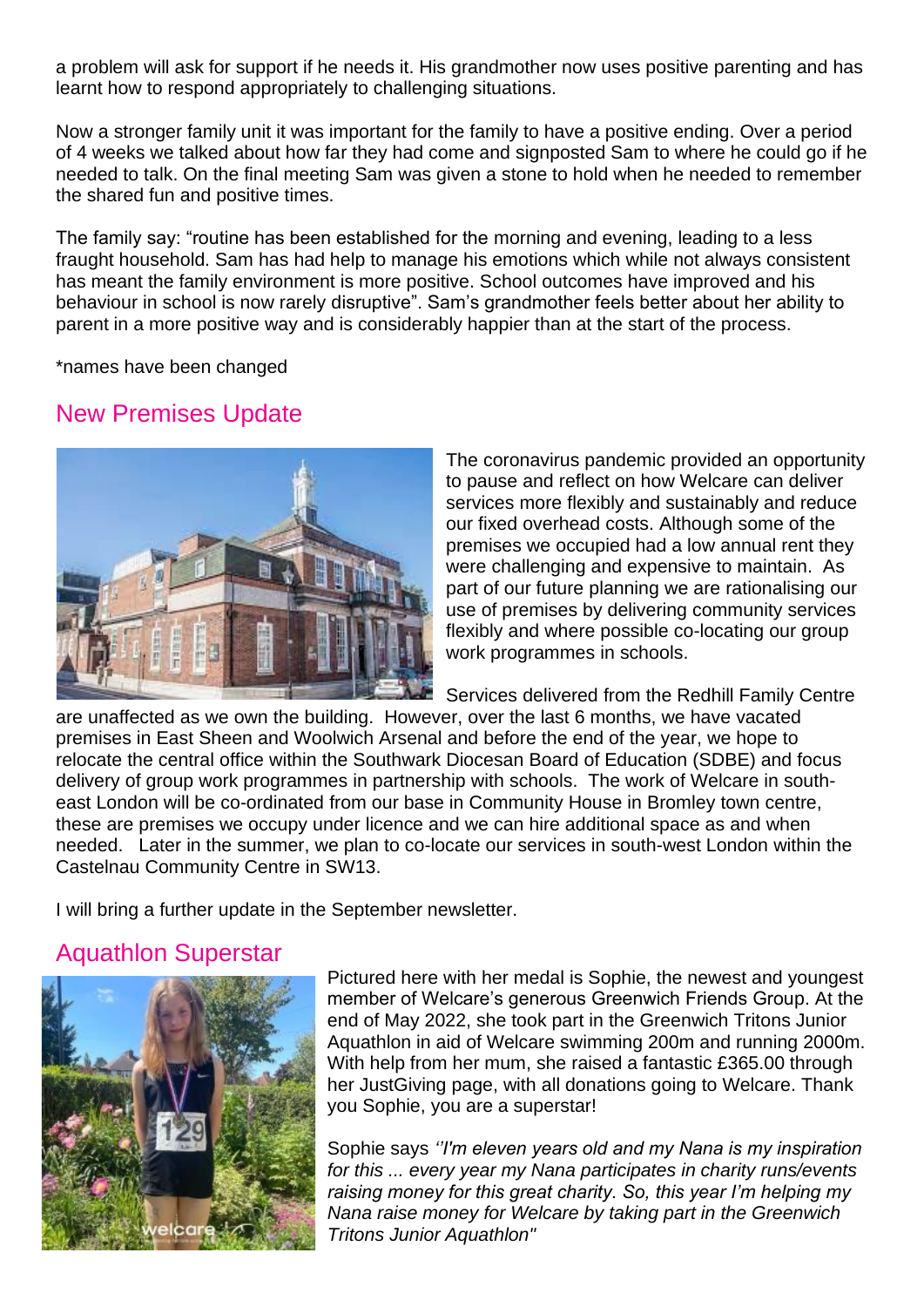a problem will ask for support if he needs it. His grandmother now uses positive parenting and has learnt how to respond appropriately to challenging situations.

Now a stronger family unit it was important for the family to have a positive ending. Over a period of 4 weeks we talked about how far they had come and signposted Sam to where he could go if he needed to talk. On the final meeting Sam was given a stone to hold when he needed to remember the shared fun and positive times.

The family say: "routine has been established for the morning and evening, leading to a less fraught household. Sam has had help to manage his emotions which while not always consistent has meant the family environment is more positive. School outcomes have improved and his behaviour in school is now rarely disruptive". Sam's grandmother feels better about her ability to parent in a more positive way and is considerably happier than at the start of the process.

*names have been changed

## New Premises Update

The coronavirus pandemic provided an opportunity to pause and reflect on how Welcare can deliver services more flexibly and sustainably and reduce our fixed overhead costs. Although some of the premises we occupied had a low annual rent they were challenging and expensive to maintain. As part of our future planning we are rationalising our use of premises by delivering community services flexibly and where possible co-locating our group work programmes in schools.

Services delivered from the Redhill Family Centre are unaffected as we own the building. However, over the last 6 months, we have vacated premises in East Sheen and Woolwich Arsenal and before the end of the year, we hope to relocate the central office within the Southwark Diocesan Board of Education (SDBE) and focus delivery of group work programmes in partnership with schools. The work of Welcare in south-east London will be co-ordinated from our base in Community House in Bromley town centre, these are premises we occupy under licence and we can hire additional space as and when needed. Later in the summer, we plan to co-locate our services in south-west London within the Castelnau Community Centre in SW13.

I will bring a further update in the September newsletter.

## Aquathlon Superstar

Pictured here with her medal is Sophie, the newest and youngest member of Welcare's generous Greenwich Friends Group. At the end of May 2022, she took part in the Greenwich Tritons Junior Aquathlon in aid of Welcare swimming 200m and running 2000m. With help from her mum, she raised a fantastic £365.00 through her JustGiving page, with all donations going to Welcare. Thank you Sophie, you are a superstar!

Sophie says *''I'm eleven years old and my Nana is my inspiration for this ... every year my Nana participates in charity runs/events raising money for this great charity. So, this year I'm helping my Nana raise money for Welcare by taking part in the Greenwich Tritons Junior Aquathlon"*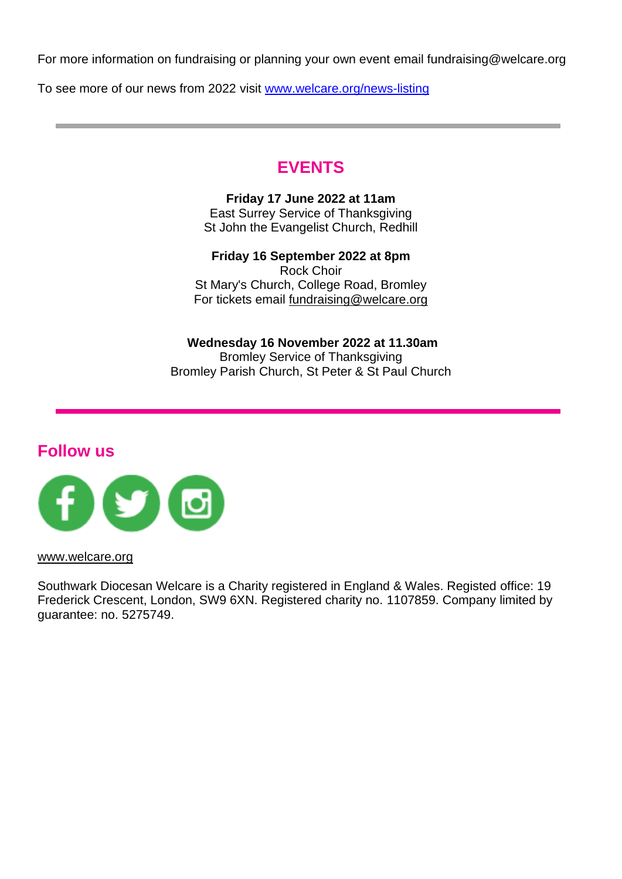For more information on fundraising or planning your own event email fundraising@welcare.org

To see more of our news from 2022 visit www.welcare.org/news-listing

---

## EVENTS

**Friday 17 June 2022 at 11am**
East Surrey Service of Thanksgiving
St John the Evangelist Church, Redhill

**Friday 16 September 2022 at 8pm**
Rock Choir
St Mary's Church, College Road, Bromley
For tickets email fundraising@welcare.org

**Wednesday 16 November 2022 at 11.30am**
Bromley Service of Thanksgiving
Bromley Parish Church, St Peter & St Paul Church

---

## Follow us

www.welcare.org

Southwark Diocesan Welcare is a Charity registered in England & Wales. Registed office: 19 Frederick Crescent, London, SW9 6XN. Registered charity no. 1107859. Company limited by guarantee: no. 5275749.